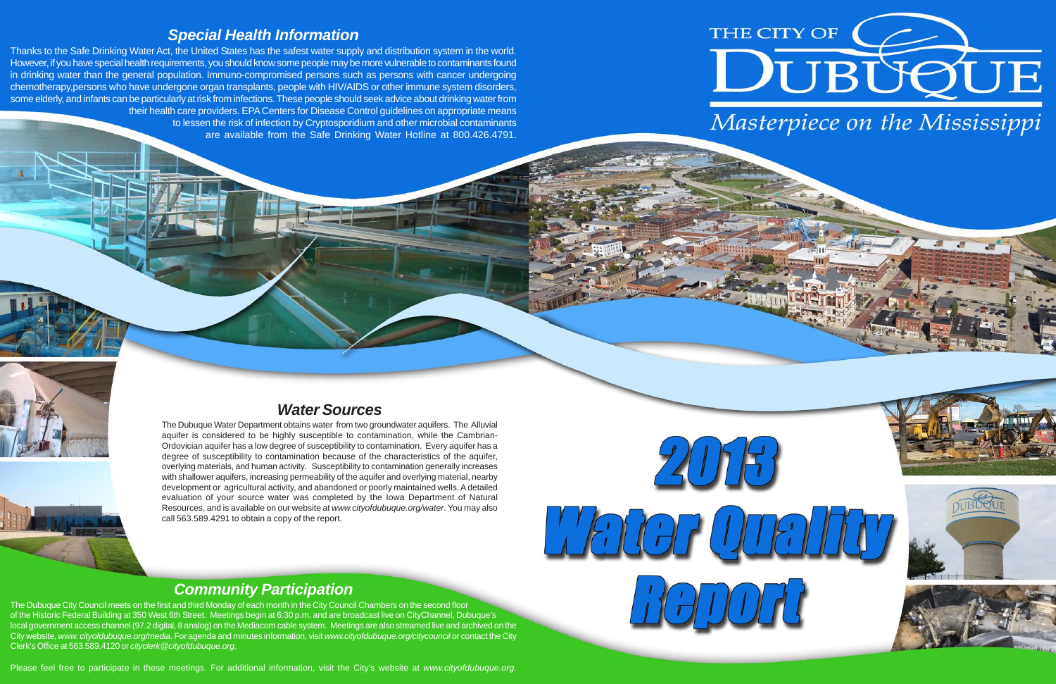# THE CITY OF DUBUQUE

*Masterpiece on the Mississippi*

# 2013 Water Quality Report

## *Special Health Information*

Thanks to the Safe Drinking Water Act, the United States has the safest water supply and distribution system in the world. However, if you have special health requirements, you should know some people may be more vulnerable to contaminants found in drinking water than the general population. Immuno-compromised persons such as persons with cancer undergoing chemotherapy,persons who have undergone organ transplants, people with HIV/AIDS or other immune system disorders, some elderly, and infants can be particularly at risk from infections. These people should seek advice about drinking water from their health care providers. EPA Centers for Disease Control guidelines on appropriate means to lessen the risk of infection by Cryptosporidium and other microbial contaminants are available from the Safe Drinking Water Hotline at 800.426.4791.

## *Water Sources*

The Dubuque Water Department obtains water from two groundwater aquifers. The Alluvial aquifer is considered to be highly susceptible to contamination, while the Cambrian-Ordovician aquifer has a low degree of susceptibility to contamination. Every aquifer has a degree of susceptibility to contamination because of the characteristics of the aquifer, overlying materials, and human activity. Susceptibility to contamination generally increases with shallower aquifers, increasing permeability of the aquifer and overlying material, nearby development or agricultural activity, and abandoned or poorly maintained wells. A detailed evaluation of your source water was completed by the Iowa Department of Natural Resources, and is available on our website at *www.cityofdubuque.org/water*. You may also call 563.589.4291 to obtain a copy of the report.

## *Community Participation*

The Dubuque City Council meets on the first and third Monday of each month in the City Council Chambers on the second floor of the Historic Federal Building at 350 West 6th Street. Meetings begin at 6:30 p.m. and are broadcast live on CityChannel, Dubuque's local government access channel (97.2 digital, 8 analog) on the Mediacom cable system. Meetings are also streamed live and archived on the City website, *www. cityofdubuque.org/media*. For agenda and minutes information, visit *www.cityofdubuque.org/citycouncil* or contact the City Clerk's Office at 563.589.4120 or *cityclerk@cityofdubuque.org*.

Please feel free to participate in these meetings. For additional information, visit the City's website at *www.cityofdubuque.org*.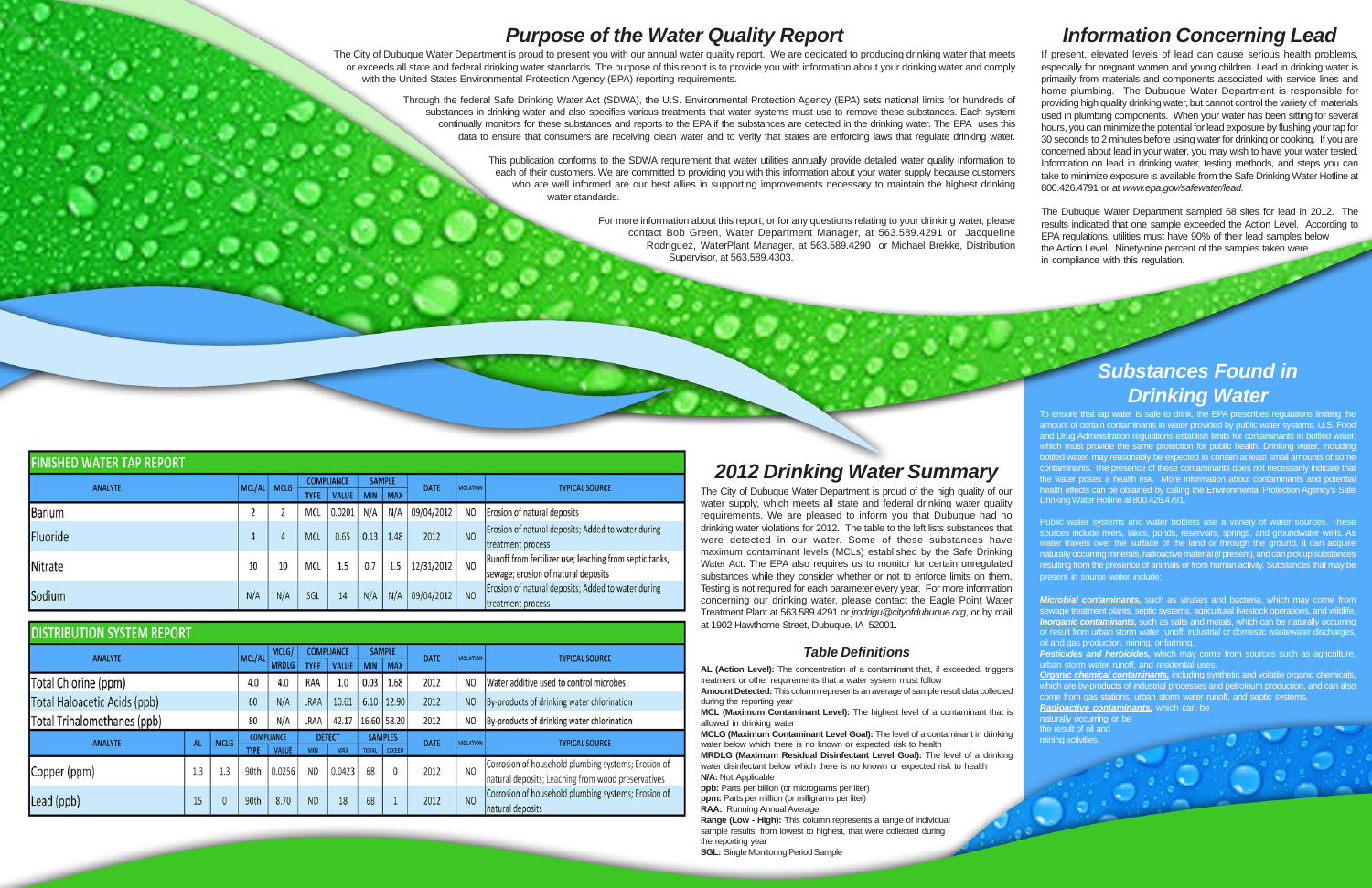## Purpose of the Water Quality Report

The City of Dubuque Water Department is proud to present you with our annual water quality report. We are dedicated to producing drinking water that meets or exceeds all state and federal drinking water standards. The purpose of this report is to provide you with information about your drinking water and comply with the United States Environmental Protection Agency (EPA) reporting requirements.

Through the federal Safe Drinking Water Act (SDWA), the U.S. Environmental Protection Agency (EPA) sets national limits for hundreds of substances in drinking water and also specifies various treatments that water systems must use to remove these substances. Each system continually monitors for these substances and reports to the EPA if the substances are detected in the drinking water. The EPA uses this data to ensure that consumers are receiving clean water and to verify that states are enforcing laws that regulate drinking water.

This publication conforms to the SDWA requirement that water utilities annually provide detailed water quality information to each of their customers. We are committed to providing you with this information about your water supply because customers who are well informed are our best allies in supporting improvements necessary to maintain the highest drinking water standards.

For more information about this report, or for any questions relating to your drinking water, please contact Bob Green, Water Department Manager, at 563.589.4291 or Jacqueline Rodriguez, WaterPlant Manager, at 563.589.4290 or Michael Brekke, Distribution Supervisor, at 563.589.4303.

## Information Concerning Lead

If present, elevated levels of lead can cause serious health problems, especially for pregnant women and young children. Lead in drinking water is primarily from materials and components associated with service lines and home plumbing. The Dubuque Water Department is responsible for providing high quality drinking water, but cannot control the variety of materials used in plumbing components. When your water has been sitting for several hours, you can minimize the potential for lead exposure by flushing your tap for 30 seconds to 2 minutes before using water for drinking or cooking. If you are concerned about lead in your water, you may wish to have your water tested. Information on lead in drinking water, testing methods, and steps you can take to minimize exposure is available from the Safe Drinking Water Hotline at 800.426.4791 or at *www.epa.gov/safewater/lead.*

The Dubuque Water Department sampled 68 sites for lead in 2012. The results indicated that one sample exceeded the Action Level. According to EPA regulations, utilities must have 90% of their lead samples below the Action Level. Ninety-nine percent of the samples taken were in compliance with this regulation.

## Substances Found in Drinking Water

To ensure that tap water is safe to drink, the EPA prescribes regulations limiting the amount of certain contaminants in water provided by public water systems. U.S. Food and Drug Administration regulations establish limits for contaminants in bottled water, which must provide the same protection for public health. Drinking water, including bottled water, may reasonably be expected to contain at least small amounts of some contaminants. The presence of these contaminants does not necessarily indicate that the water poses a health risk. More information about contaminants and potential health effects can be obtained by calling the Environmental Protection Agency's Safe Drinking Water Hotline at 800.426.4791.

Public water systems and water bottlers use a variety of water sources. These sources include rivers, lakes, ponds, reservoirs, springs, and groundwater wells. As water travels over the surface of the land or through the ground, it can acquire naturally occurring minerals, radioactive material (if present), and can pick up substances resulting from the presence of animals or from human activity. Substances that may be present in source water include:

***Microbial contaminants,*** such as viruses and bacteria, which may come from sewage treatment plants, septic systems, agricultural livestock operations, and wildlife.
***Inorganic contaminants,*** such as salts and metals, which can be naturally occurring or result from urban storm water runoff, industrial or domestic wastewater discharges, oil and gas production, mining, or farming.
***Pesticides and herbicides,*** which may come from sources such as agriculture, urban storm water runoff, and residential uses.
***Organic chemical contaminants,*** including synthetic and volatile organic chemicals, which are by-products of industrial processes and petroleum production, and can also come from gas stations, urban storm water runoff, and septic systems.
***Radioactive contaminants,*** which can be naturally occurring or be the result of oil and mining activities.

### FINISHED WATER TAP REPORT

| ANALYTE | MCL/AL | MCLG | COMPLIANCE | | SAMPLE | | DATE | VIOLATION | TYPICAL SOURCE |
|---|---|---|---|---|---|---|---|---|---|
| | | | TYPE | VALUE | MIN | MAX | | | |
| Barium | 2 | 2 | MCL | 0.0201 | N/A | N/A | 09/04/2012 | NO | Erosion of natural deposits |
| Fluoride | 4 | 4 | MCL | 0.65 | 0.13 | 1.48 | 2012 | NO | Erosion of natural deposits; Added to water during treatment process |
| Nitrate | 10 | 10 | MCL | 1.5 | 0.7 | 1.5 | 12/31/2012 | NO | Runoff from fertilizer use; leaching from septic tanks, sewage; erosion of natural deposits |
| Sodium | N/A | N/A | SGL | 14 | N/A | N/A | 09/04/2012 | NO | Erosion of natural deposits; Added to water during treatment process |

### DISTRIBUTION SYSTEM REPORT

| ANALYTE | MCL/AL | MCLG/MRDLG | COMPLIANCE | | SAMPLE | | DATE | VIOLATION | TYPICAL SOURCE |
|---|---|---|---|---|---|---|---|---|---|
| | | | TYPE | VALUE | MIN | MAX | | | |
| Total Chlorine (ppm) | 4.0 | 4.0 | RAA | 1.0 | 0.03 | 1.68 | 2012 | NO | Water additive used to control microbes |
| Total Haloacetic Acids (ppb) | 60 | N/A | LRAA | 10.61 | 6.10 | 12.90 | 2012 | NO | By-products of drinking water chlorination |
| Total Trihalomethanes (ppb) | 80 | N/A | LRAA | 42.17 | 16.60 | 58.20 | 2012 | NO | By-products of drinking water chlorination |

| ANALYTE | AL | MCLG | COMPLIANCE | | DETECT | | SAMPLES | | DATE | VIOLATION | TYPICAL SOURCE |
|---|---|---|---|---|---|---|---|---|---|---|---|
| | | | TYPE | VALUE | MIN | MAX | TOTAL | EXCEED | | | |
| Copper (ppm) | 1.3 | 1.3 | 90th | 0.0256 | ND | 0.0423 | 68 | 0 | 2012 | NO | Corrosion of household plumbing systems; Erosion of natural deposits; Leaching from wood preservatives |
| Lead (ppb) | 15 | 0 | 90th | 8.70 | ND | 18 | 68 | 1 | 2012 | NO | Corrosion of household plumbing systems; Erosion of natural deposits |

## 2012 Drinking Water Summary

The City of Dubuque Water Department is proud of the high quality of our water supply, which meets all state and federal drinking water quality requirements. We are pleased to inform you that Dubuque had no drinking water violations for 2012. The table to the left lists substances that were detected in our water. Some of these substances have maximum contaminant levels (MCLs) established by the Safe Drinking Water Act. The EPA also requires us to monitor for certain unregulated substances while they consider whether or not to enforce limits on them. Testing is not required for each parameter every year. For more information concerning our drinking water, please contact the Eagle Point Water Treatment Plant at 563.589.4291 or *jrodrigu@cityofdubuque.org*, or by mail at 1902 Hawthorne Street, Dubuque, IA 52001.

### Table Definitions

**AL (Action Level):** The concentration of a contaminant that, if exceeded, triggers treatment or other requirements that a water system must follow
**Amount Detected:** This column represents an average of sample result data collected during the reporting year
**MCL (Maximum Contaminant Level):** The highest level of a contaminant that is allowed in drinking water
**MCLG (Maximum Contaminant Level Goal):** The level of a contaminant in drinking water below which there is no known or expected risk to health
**MRDLG (Maximum Residual Disinfectant Level Goal):** The level of a drinking water disinfectant below which there is no known or expected risk to health
**N/A:** Not Applicable
**ppb:** Parts per billion (or micrograms per liter)
**ppm:** Parts per million (or milligrams per liter)
**RAA:** Running Annual Average
**Range (Low - High):** This column represents a range of individual sample results, from lowest to highest, that were collected during the reporting year
**SGL:** Single Monitoring Period Sample